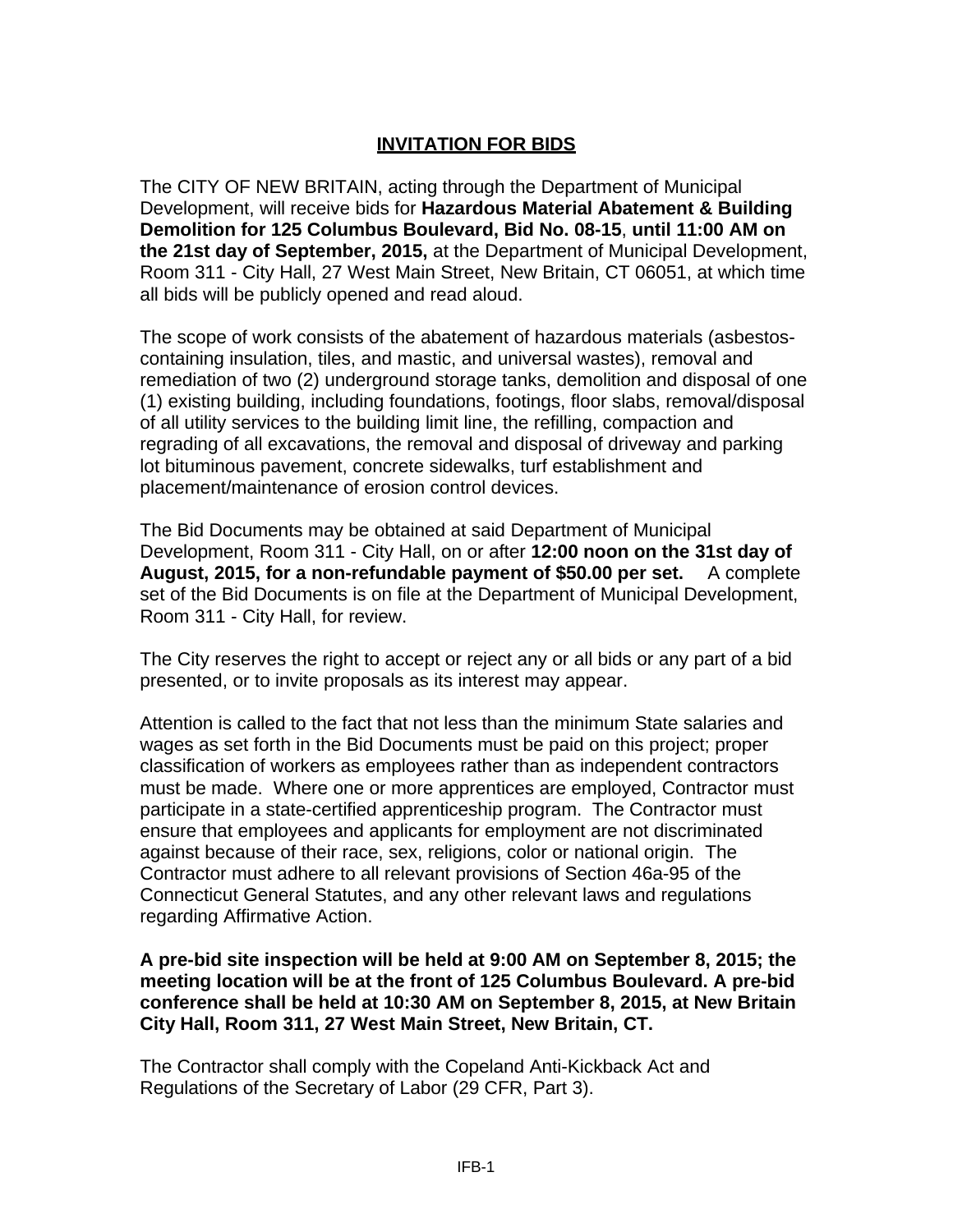# INVITATION FOR BIDS

The CITY OF NEW BRITAIN, acting through the Department of Municipal Development, will receive bids for **Hazardous Material Abatement & Building Demolition for 125 Columbus Boulevard, Bid No. 08-15**, **until 11:00 AM on the 21st day of September, 2015,** at the Department of Municipal Development, Room 311 - City Hall, 27 West Main Street, New Britain, CT 06051, at which time all bids will be publicly opened and read aloud.

The scope of work consists of the abatement of hazardous materials (asbestos-containing insulation, tiles, and mastic, and universal wastes), removal and remediation of two (2) underground storage tanks, demolition and disposal of one (1) existing building, including foundations, footings, floor slabs, removal/disposal of all utility services to the building limit line, the refilling, compaction and regrading of all excavations, the removal and disposal of driveway and parking lot bituminous pavement, concrete sidewalks, turf establishment and placement/maintenance of erosion control devices.

The Bid Documents may be obtained at said Department of Municipal Development, Room 311 - City Hall, on or after **12:00 noon on the 31st day of August, 2015, for a non-refundable payment of $50.00 per set.** A complete set of the Bid Documents is on file at the Department of Municipal Development, Room 311 - City Hall, for review.

The City reserves the right to accept or reject any or all bids or any part of a bid presented, or to invite proposals as its interest may appear.

Attention is called to the fact that not less than the minimum State salaries and wages as set forth in the Bid Documents must be paid on this project; proper classification of workers as employees rather than as independent contractors must be made. Where one or more apprentices are employed, Contractor must participate in a state-certified apprenticeship program. The Contractor must ensure that employees and applicants for employment are not discriminated against because of their race, sex, religions, color or national origin. The Contractor must adhere to all relevant provisions of Section 46a-95 of the Connecticut General Statutes, and any other relevant laws and regulations regarding Affirmative Action.

**A pre-bid site inspection will be held at 9:00 AM on September 8, 2015; the meeting location will be at the front of 125 Columbus Boulevard. A pre-bid conference shall be held at 10:30 AM on September 8, 2015, at New Britain City Hall, Room 311, 27 West Main Street, New Britain, CT.**

The Contractor shall comply with the Copeland Anti-Kickback Act and Regulations of the Secretary of Labor (29 CFR, Part 3).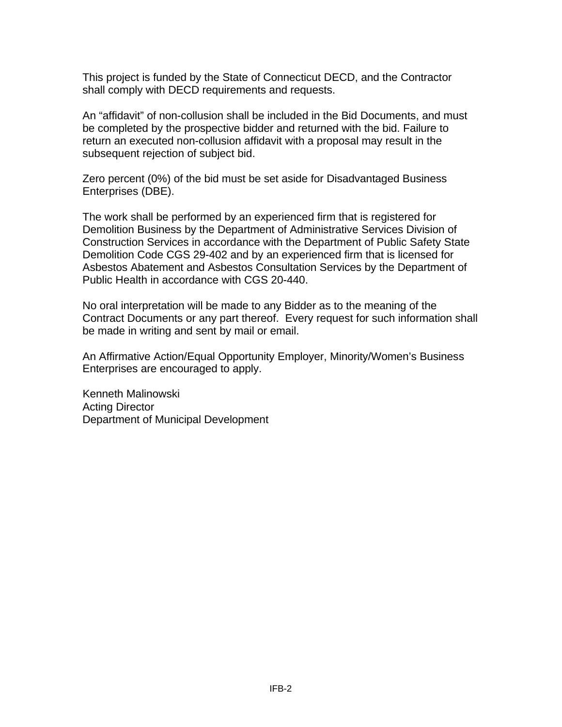This project is funded by the State of Connecticut DECD, and the Contractor shall comply with DECD requirements and requests.

An "affidavit" of non-collusion shall be included in the Bid Documents, and must be completed by the prospective bidder and returned with the bid. Failure to return an executed non-collusion affidavit with a proposal may result in the subsequent rejection of subject bid.

Zero percent (0%) of the bid must be set aside for Disadvantaged Business Enterprises (DBE).

The work shall be performed by an experienced firm that is registered for Demolition Business by the Department of Administrative Services Division of Construction Services in accordance with the Department of Public Safety State Demolition Code CGS 29-402 and by an experienced firm that is licensed for Asbestos Abatement and Asbestos Consultation Services by the Department of Public Health in accordance with CGS 20-440.

No oral interpretation will be made to any Bidder as to the meaning of the Contract Documents or any part thereof. Every request for such information shall be made in writing and sent by mail or email.

An Affirmative Action/Equal Opportunity Employer, Minority/Women's Business Enterprises are encouraged to apply.

Kenneth Malinowski
Acting Director
Department of Municipal Development